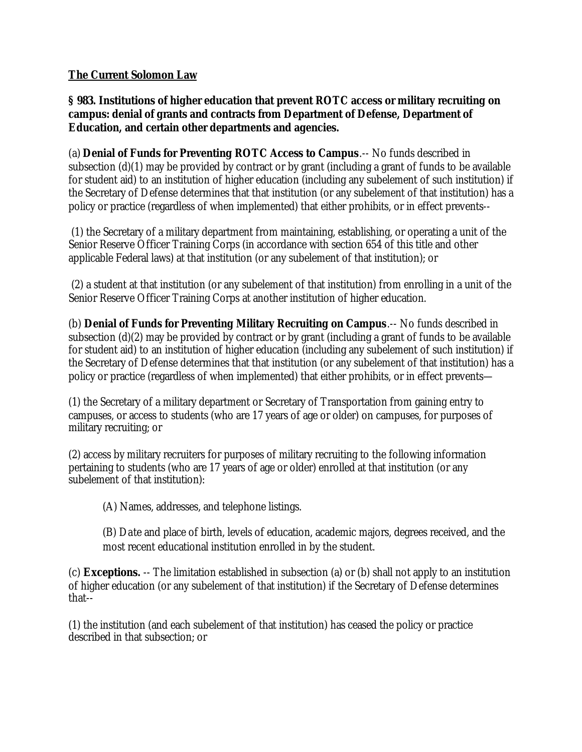**The Current Solomon Law**

**§ 983. Institutions of higher education that prevent ROTC access or military recruiting on campus: denial of grants and contracts from Department of Defense, Department of Education, and certain other departments and agencies.**

(a) **Denial of Funds for Preventing ROTC Access to Campus**.-- No funds described in subsection (d)(1) may be provided by contract or by grant (including a grant of funds to be available for student aid) to an institution of higher education (including any subelement of such institution) if the Secretary of Defense determines that that institution (or any subelement of that institution) has a policy or practice (regardless of when implemented) that either prohibits, or in effect prevents--

(1) the Secretary of a military department from maintaining, establishing, or operating a unit of the Senior Reserve Officer Training Corps (in accordance with section 654 of this title and other applicable Federal laws) at that institution (or any subelement of that institution); or

(2) a student at that institution (or any subelement of that institution) from enrolling in a unit of the Senior Reserve Officer Training Corps at another institution of higher education.

(b) **Denial of Funds for Preventing Military Recruiting on Campus**.-- No funds described in subsection (d)(2) may be provided by contract or by grant (including a grant of funds to be available for student aid) to an institution of higher education (including any subelement of such institution) if the Secretary of Defense determines that that institution (or any subelement of that institution) has a policy or practice (regardless of when implemented) that either prohibits, or in effect prevents—

(1) the Secretary of a military department or Secretary of Transportation from gaining entry to campuses, or access to students (who are 17 years of age or older) on campuses, for purposes of military recruiting; or

(2) access by military recruiters for purposes of military recruiting to the following information pertaining to students (who are 17 years of age or older) enrolled at that institution (or any subelement of that institution):

> (A) Names, addresses, and telephone listings.
>
> (B) Date and place of birth, levels of education, academic majors, degrees received, and the most recent educational institution enrolled in by the student.

(c) **Exceptions.** -- The limitation established in subsection (a) or (b) shall not apply to an institution of higher education (or any subelement of that institution) if the Secretary of Defense determines that--

(1) the institution (and each subelement of that institution) has ceased the policy or practice described in that subsection; or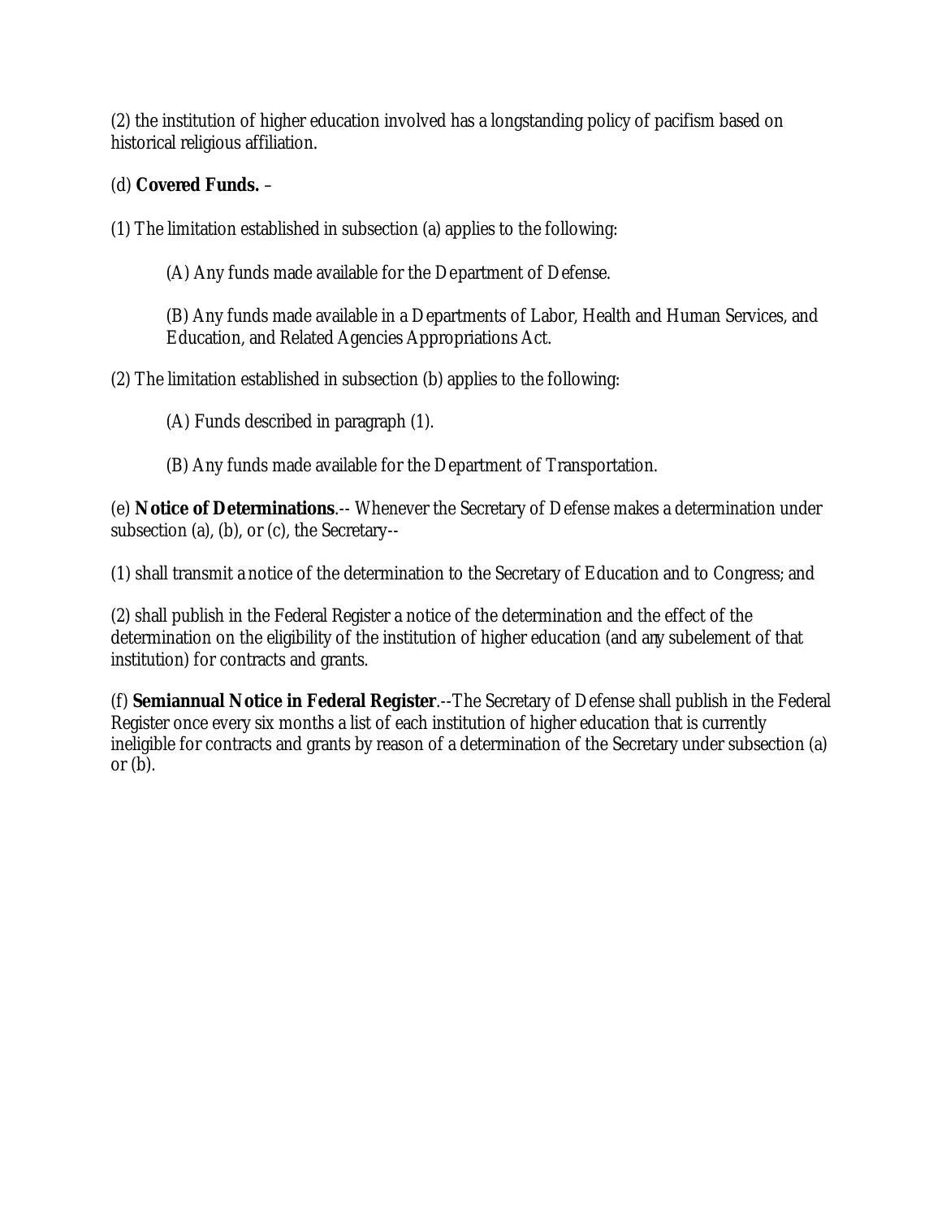(2) the institution of higher education involved has a longstanding policy of pacifism based on historical religious affiliation.

(d) **Covered Funds.** –

(1) The limitation established in subsection (a) applies to the following:

> (A) Any funds made available for the Department of Defense.
>
> (B) Any funds made available in a Departments of Labor, Health and Human Services, and Education, and Related Agencies Appropriations Act.

(2) The limitation established in subsection (b) applies to the following:

> (A) Funds described in paragraph (1).
>
> (B) Any funds made available for the Department of Transportation.

(e) **Notice of Determinations**.-- Whenever the Secretary of Defense makes a determination under subsection (a), (b), or (c), the Secretary--

(1) shall transmit a notice of the determination to the Secretary of Education and to Congress; and

(2) shall publish in the Federal Register a notice of the determination and the effect of the determination on the eligibility of the institution of higher education (and any subelement of that institution) for contracts and grants.

(f) **Semiannual Notice in Federal Register**.--The Secretary of Defense shall publish in the Federal Register once every six months a list of each institution of higher education that is currently ineligible for contracts and grants by reason of a determination of the Secretary under subsection (a) or (b).